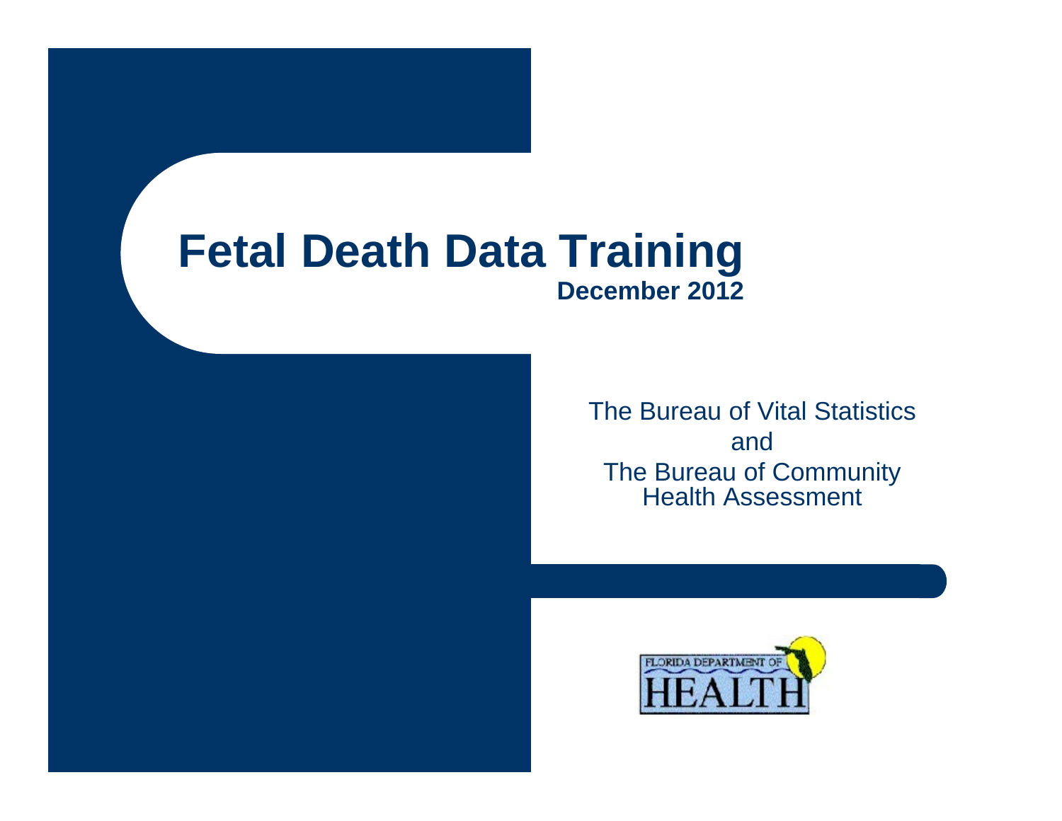# Fetal Death Data Training

**December 2012**

The Bureau of Vital Statistics
and
The Bureau of Community Health Assessment

FLORIDA DEPARTMENT OF HEALTH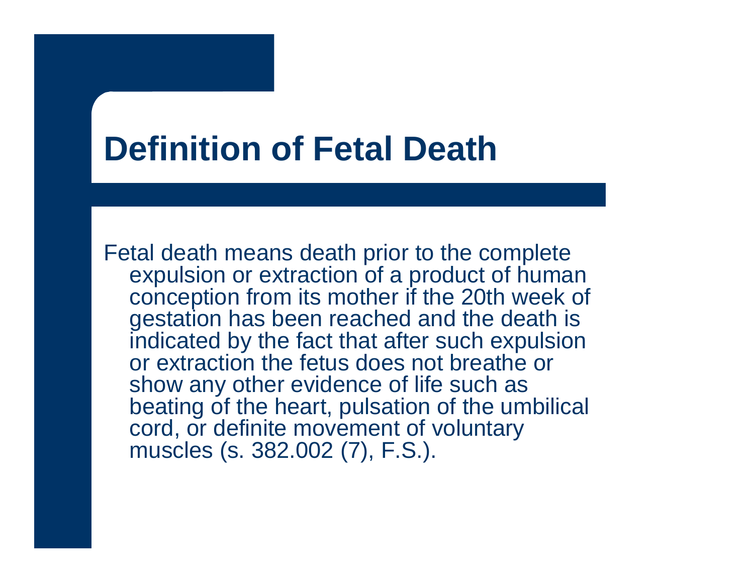# Definition of Fetal Death

Fetal death means death prior to the complete expulsion or extraction of a product of human conception from its mother if the 20th week of gestation has been reached and the death is indicated by the fact that after such expulsion or extraction the fetus does not breathe or show any other evidence of life such as beating of the heart, pulsation of the umbilical cord, or definite movement of voluntary muscles (s. 382.002 (7), F.S.).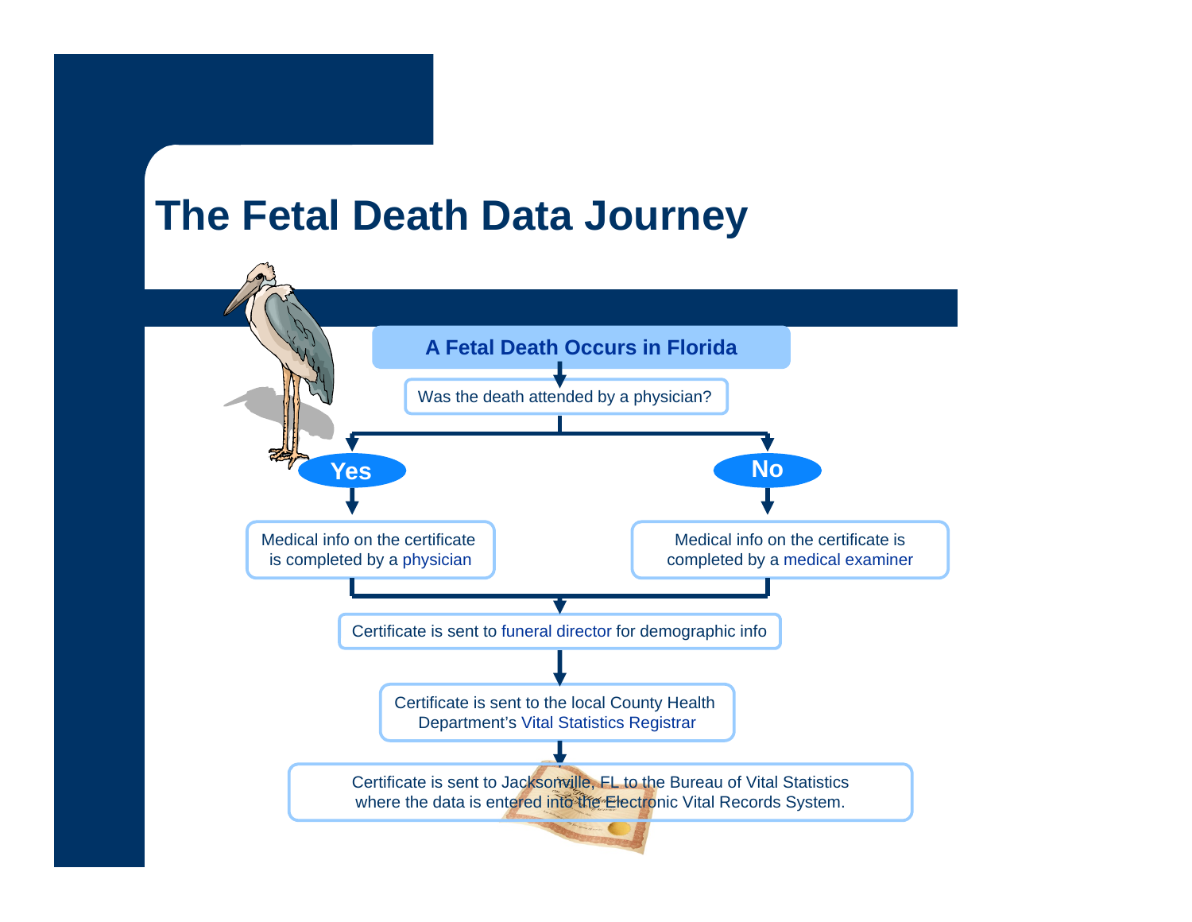# The Fetal Death Data Journey

**A Fetal Death Occurs in Florida**

Was the death attended by a physician?

**Yes**

Medical info on the certificate is completed by a physician

**No**

Medical info on the certificate is completed by a medical examiner

Certificate is sent to funeral director for demographic info

Certificate is sent to the local County Health Department's Vital Statistics Registrar

Certificate is sent to Jacksonville, FL to the Bureau of Vital Statistics where the data is entered into the Electronic Vital Records System.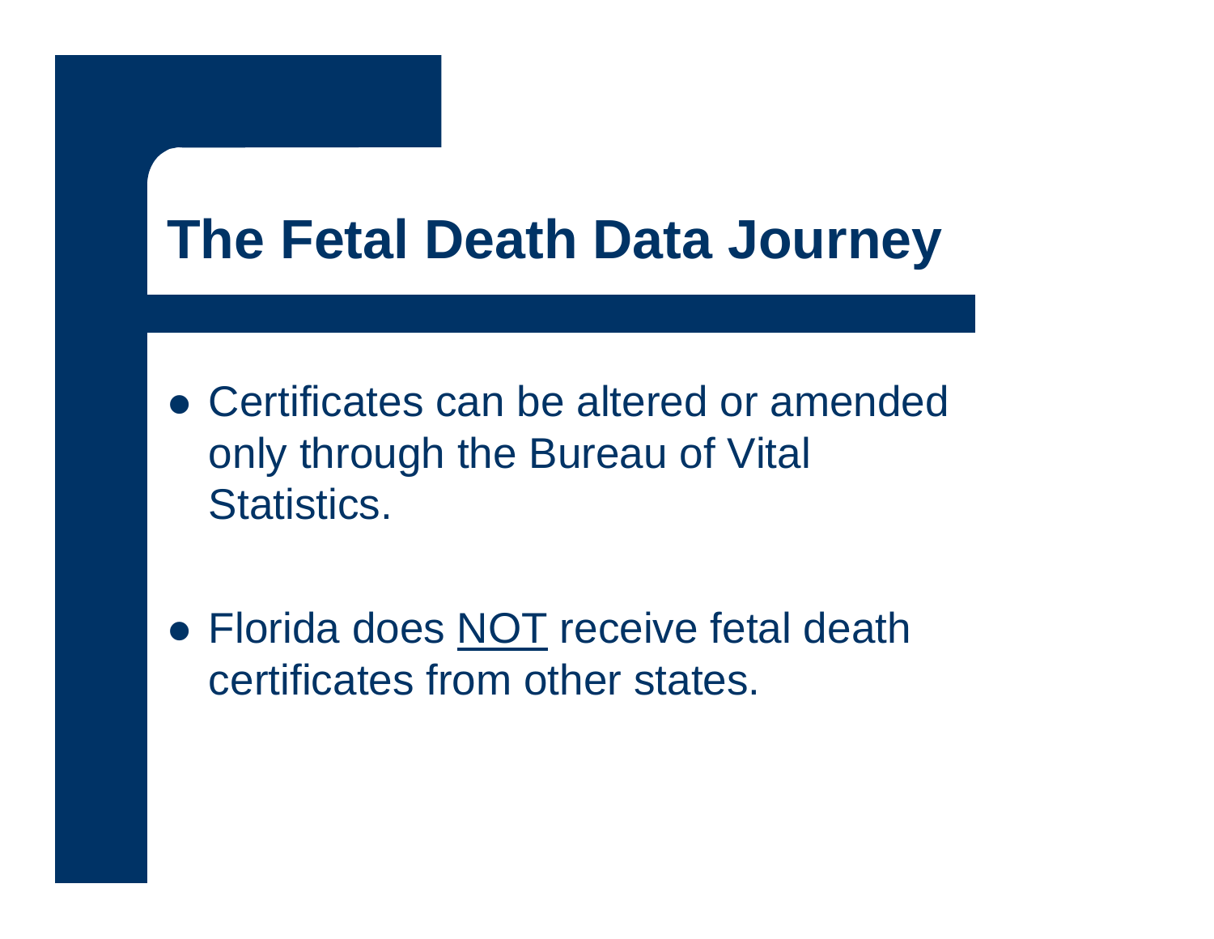# The Fetal Death Data Journey

- Certificates can be altered or amended only through the Bureau of Vital Statistics.

- Florida does <u>NOT</u> receive fetal death certificates from other states.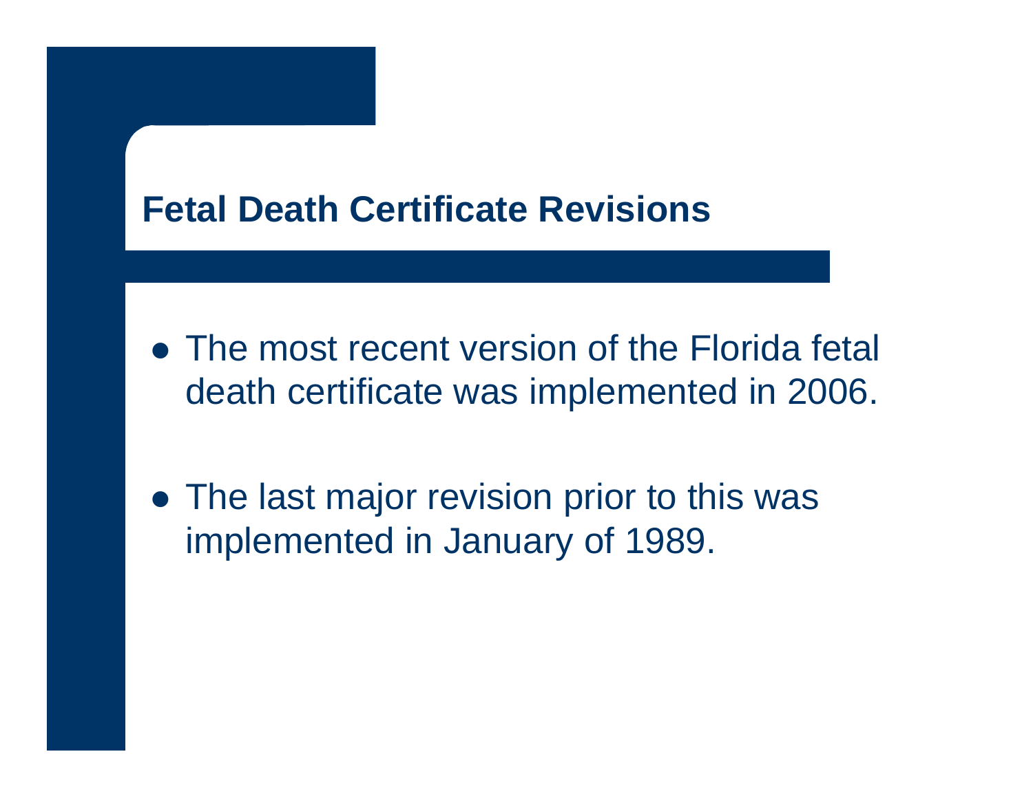## Fetal Death Certificate Revisions

- The most recent version of the Florida fetal death certificate was implemented in 2006.
- The last major revision prior to this was implemented in January of 1989.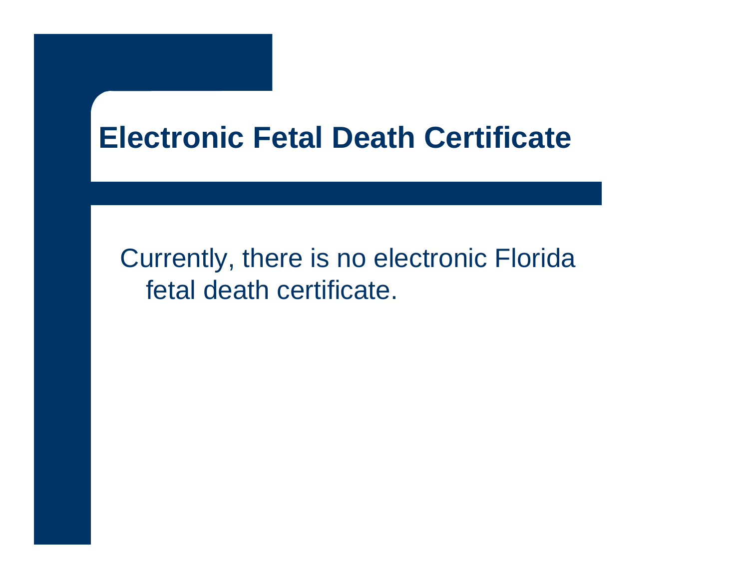# Electronic Fetal Death Certificate

Currently, there is no electronic Florida fetal death certificate.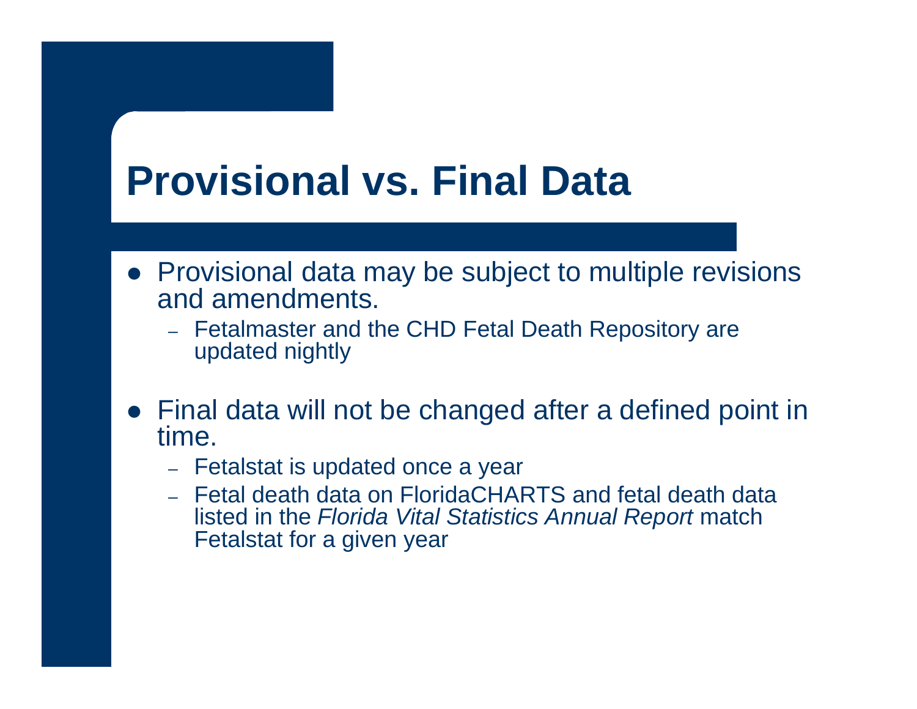# Provisional vs. Final Data

- Provisional data may be subject to multiple revisions and amendments.
  - Fetalmaster and the CHD Fetal Death Repository are updated nightly

- Final data will not be changed after a defined point in time.
  - Fetalstat is updated once a year
  - Fetal death data on FloridaCHARTS and fetal death data listed in the *Florida Vital Statistics Annual Report* match Fetalstat for a given year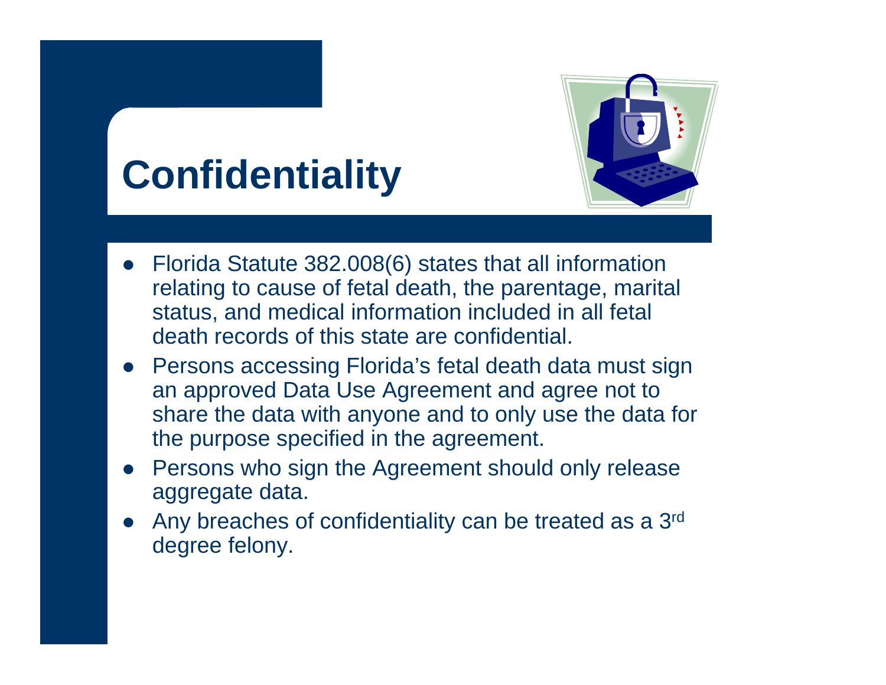# Confidentiality

- Florida Statute 382.008(6) states that all information relating to cause of fetal death, the parentage, marital status, and medical information included in all fetal death records of this state are confidential.
- Persons accessing Florida's fetal death data must sign an approved Data Use Agreement and agree not to share the data with anyone and to only use the data for the purpose specified in the agreement.
- Persons who sign the Agreement should only release aggregate data.
- Any breaches of confidentiality can be treated as a 3rd degree felony.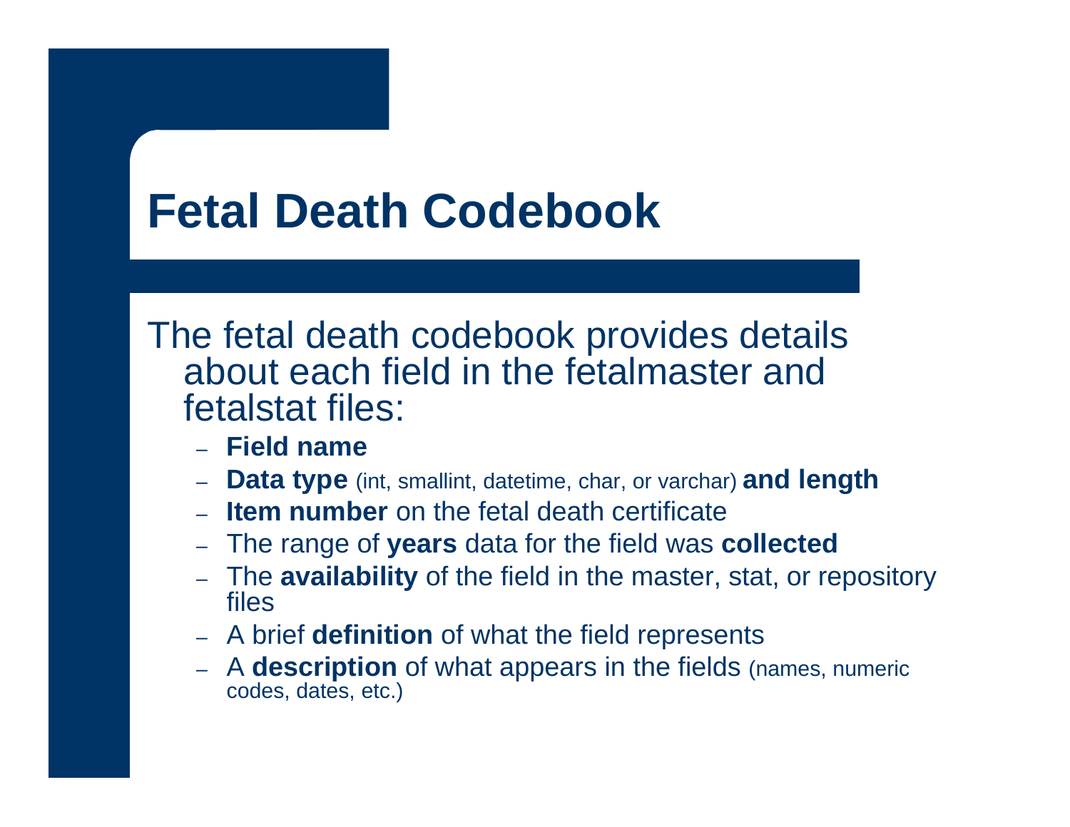# Fetal Death Codebook

The fetal death codebook provides details about each field in the fetalmaster and fetalstat files:

- **Field name**
- **Data type** (int, smallint, datetime, char, or varchar) **and length**
- **Item number** on the fetal death certificate
- The range of **years** data for the field was **collected**
- The **availability** of the field in the master, stat, or repository files
- A brief **definition** of what the field represents
- A **description** of what appears in the fields (names, numeric codes, dates, etc.)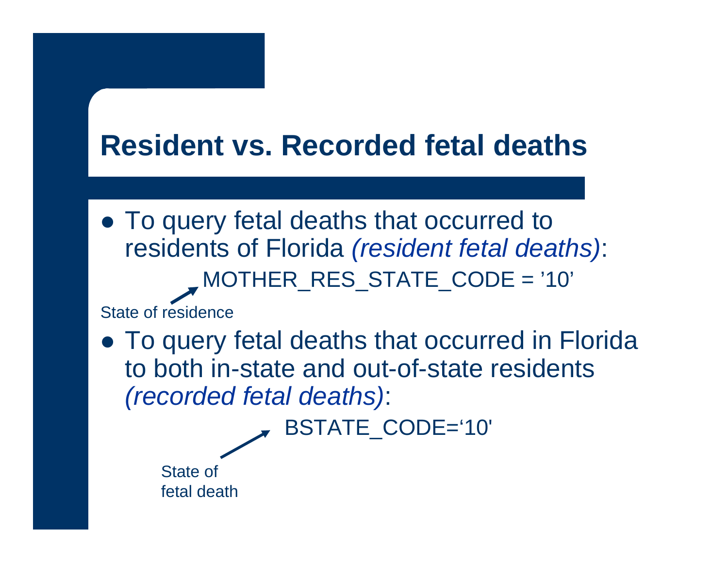# Resident vs. Recorded fetal deaths

- To query fetal deaths that occurred to residents of Florida *(resident fetal deaths)*:

  MOTHER_RES_STATE_CODE = ’10’

  State of residence

- To query fetal deaths that occurred in Florida to both in-state and out-of-state residents *(recorded fetal deaths)*:

  BSTATE_CODE=‘10'

  State of fetal death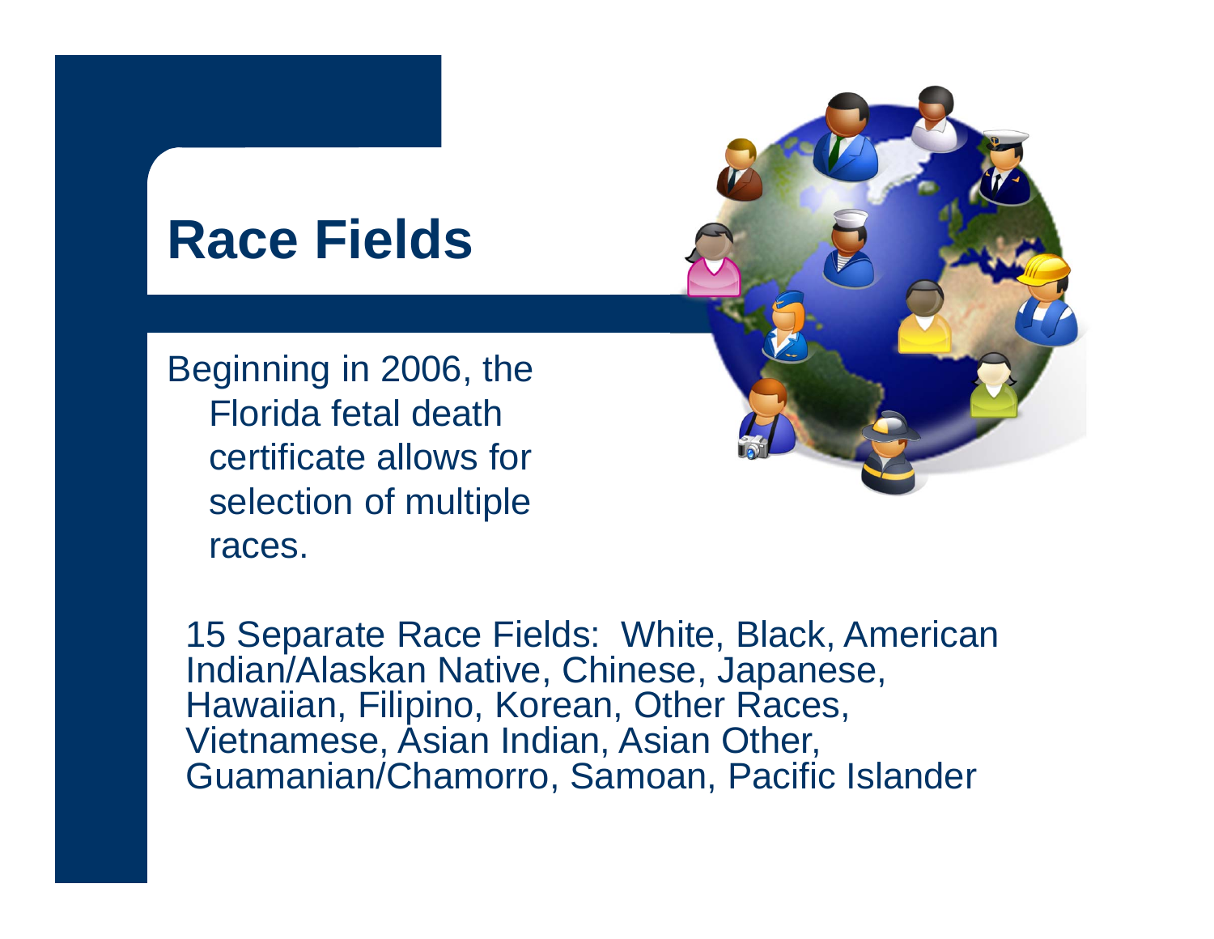# Race Fields

Beginning in 2006, the Florida fetal death certificate allows for selection of multiple races.

15 Separate Race Fields: White, Black, American Indian/Alaskan Native, Chinese, Japanese, Hawaiian, Filipino, Korean, Other Races, Vietnamese, Asian Indian, Asian Other, Guamanian/Chamorro, Samoan, Pacific Islander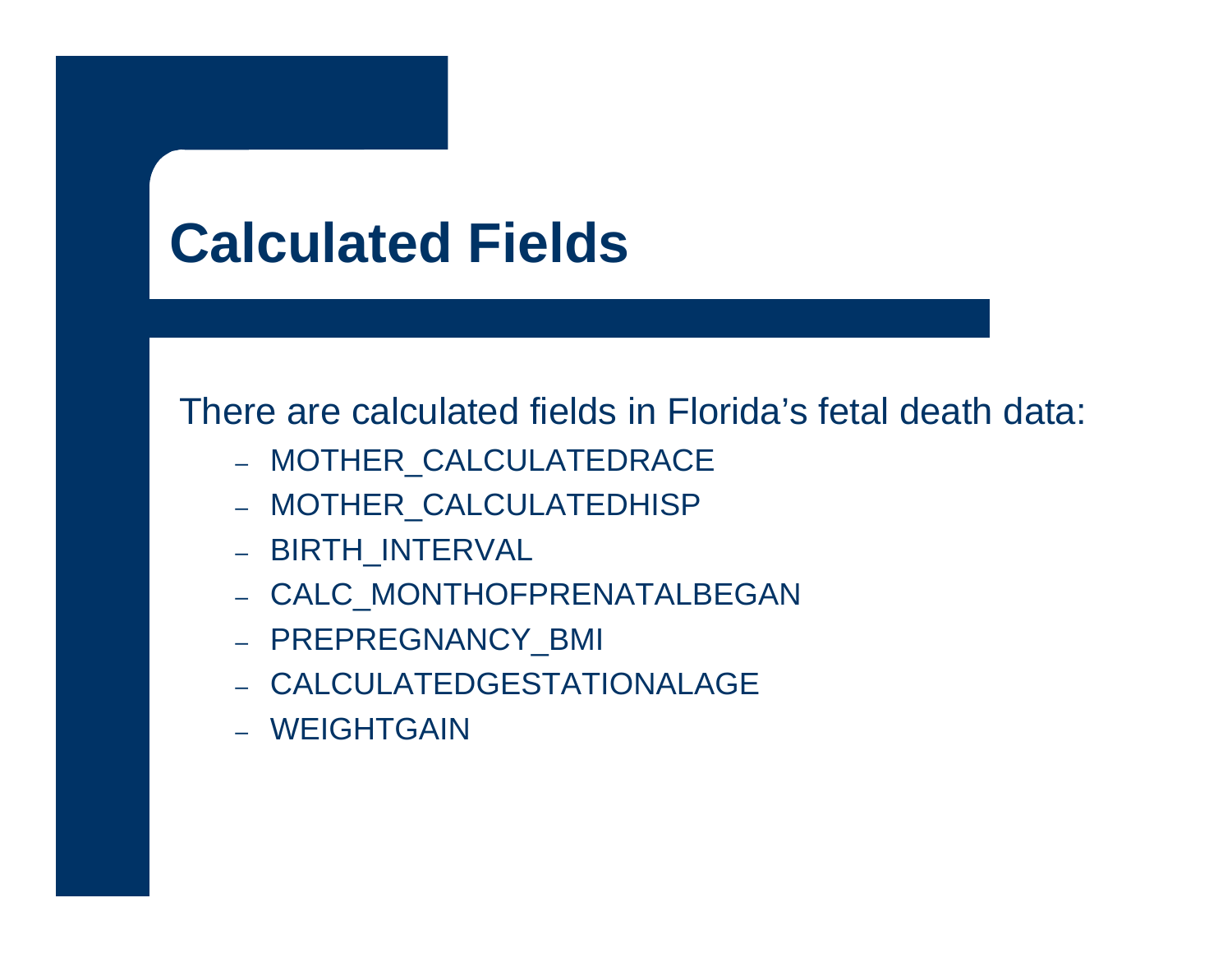# Calculated Fields

There are calculated fields in Florida's fetal death data:

- MOTHER_CALCULATEDRACE
- MOTHER_CALCULATEDHISP
- BIRTH_INTERVAL
- CALC_MONTHOFPRENATALBEGAN
- PREPREGNANCY_BMI
- CALCULATEDGESTATIONALAGE
- WEIGHTGAIN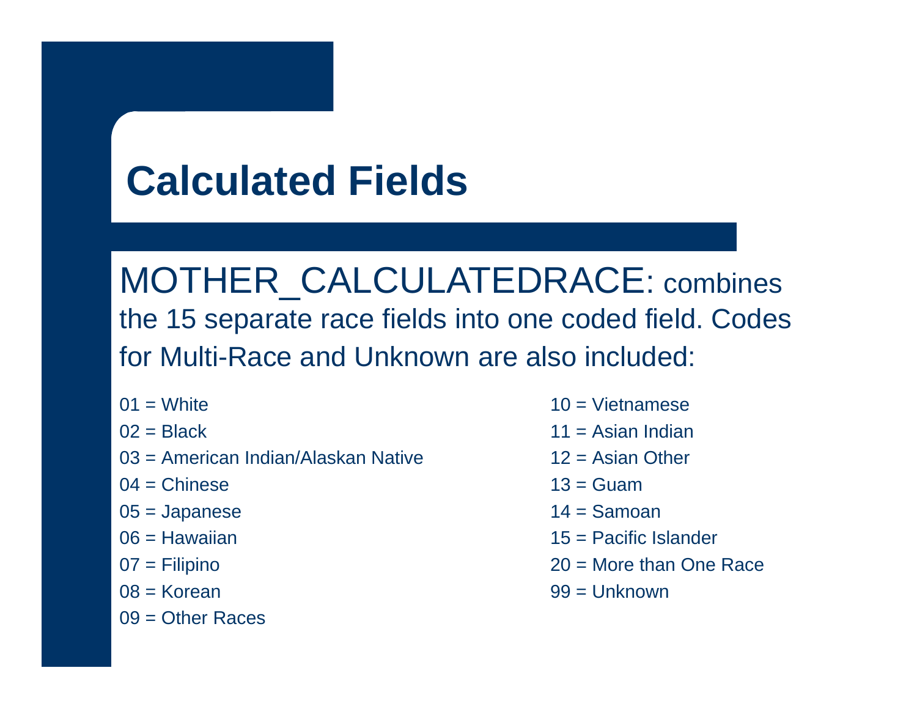# Calculated Fields

MOTHER_CALCULATEDRACE: combines the 15 separate race fields into one coded field. Codes for Multi-Race and Unknown are also included:

01 = White
02 = Black
03 = American Indian/Alaskan Native
04 = Chinese
05 = Japanese
06 = Hawaiian
07 = Filipino
08 = Korean
09 = Other Races
10 = Vietnamese
11 = Asian Indian
12 = Asian Other
13 = Guam
14 = Samoan
15 = Pacific Islander
20 = More than One Race
99 = Unknown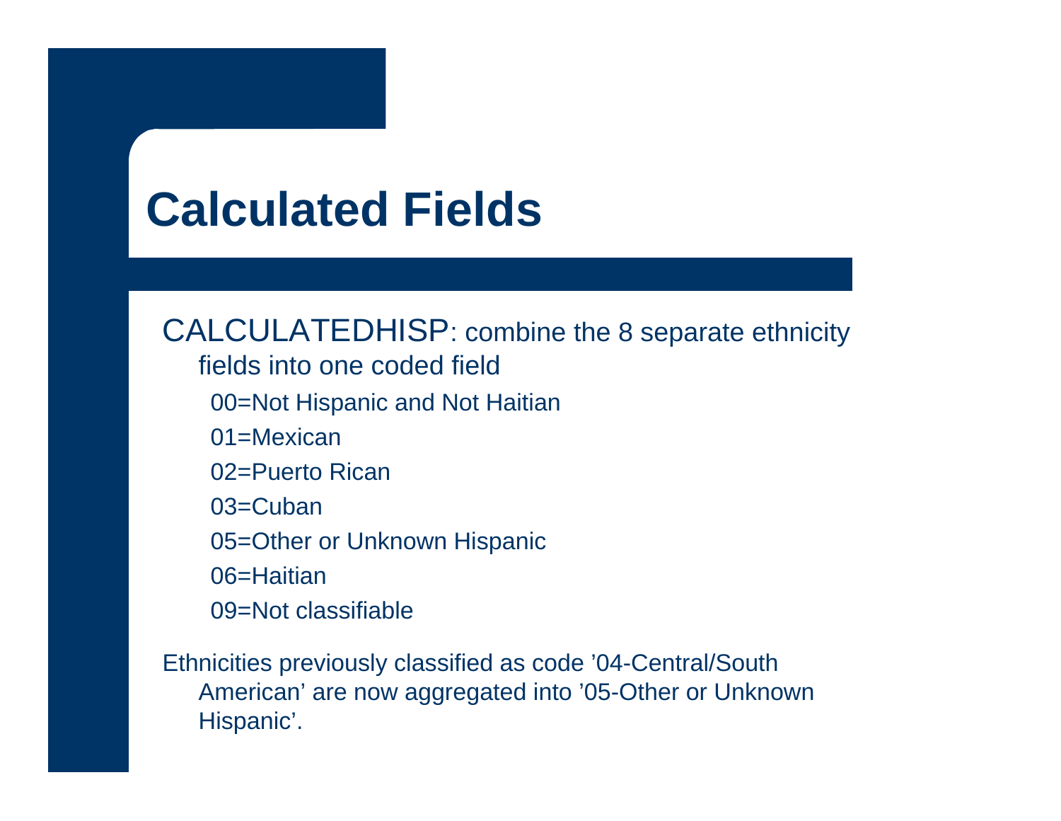# Calculated Fields

CALCULATEDHISP: combine the 8 separate ethnicity fields into one coded field

- 00=Not Hispanic and Not Haitian
- 01=Mexican
- 02=Puerto Rican
- 03=Cuban
- 05=Other or Unknown Hispanic
- 06=Haitian
- 09=Not classifiable

Ethnicities previously classified as code '04-Central/South American' are now aggregated into '05-Other or Unknown Hispanic'.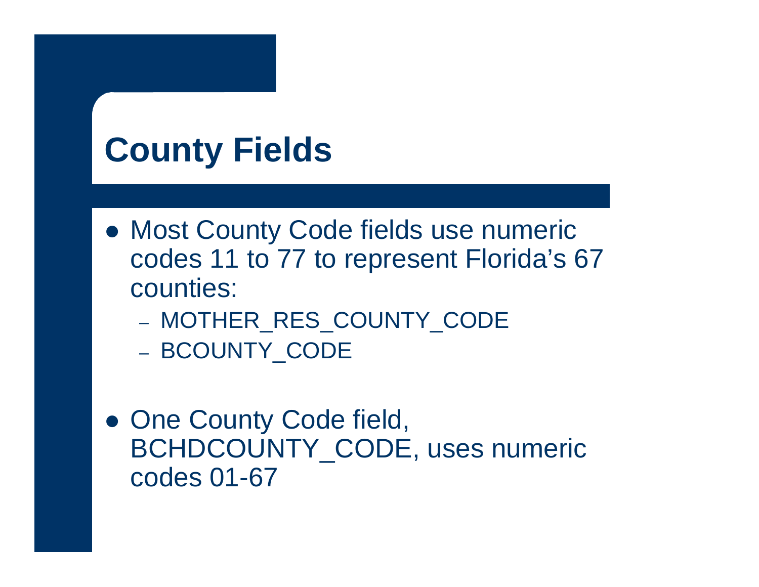# County Fields

- Most County Code fields use numeric codes 11 to 77 to represent Florida's 67 counties:
  - MOTHER_RES_COUNTY_CODE
  - BCOUNTY_CODE
- One County Code field, BCHDCOUNTY_CODE, uses numeric codes 01-67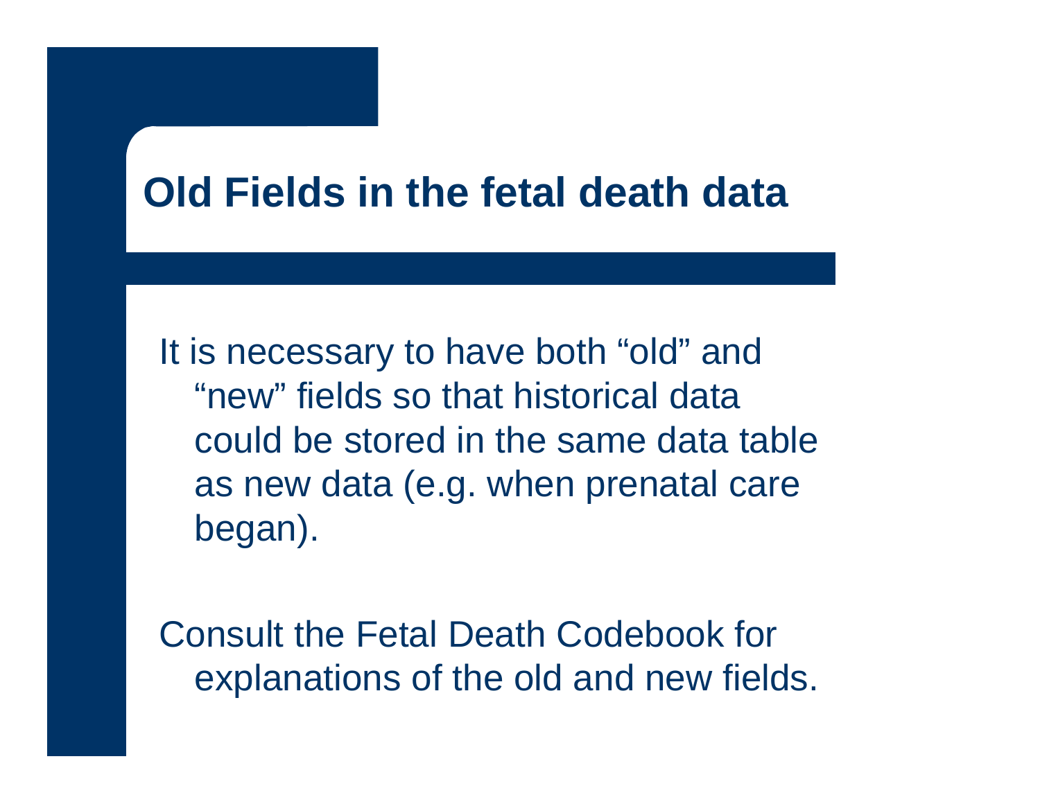# Old Fields in the fetal death data

It is necessary to have both "old" and "new" fields so that historical data could be stored in the same data table as new data (e.g. when prenatal care began).

Consult the Fetal Death Codebook for explanations of the old and new fields.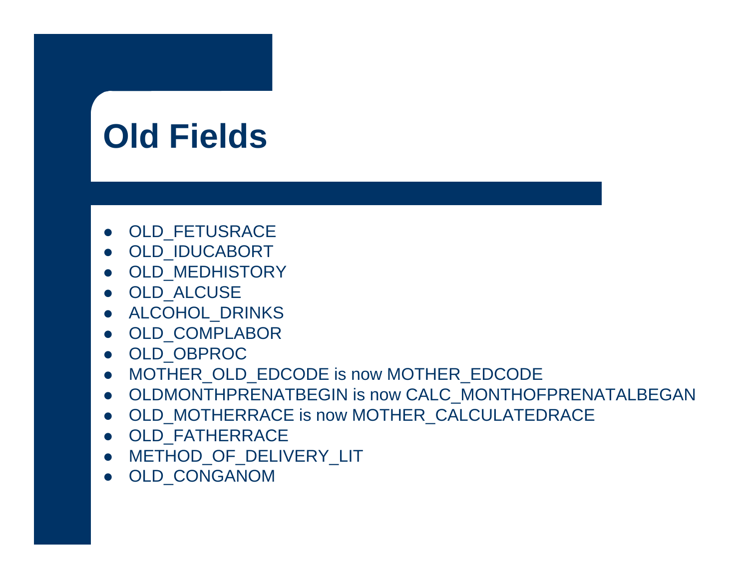# Old Fields

- OLD_FETUSRACE
- OLD_IDUCABORT
- OLD_MEDHISTORY
- OLD_ALCUSE
- ALCOHOL_DRINKS
- OLD_COMPLABOR
- OLD_OBPROC
- MOTHER_OLD_EDCODE is now MOTHER_EDCODE
- OLDMONTHPRENATBEGIN is now CALC_MONTHOFPRENATALBEGAN
- OLD_MOTHERRACE is now MOTHER_CALCULATEDRACE
- OLD_FATHERRACE
- METHOD_OF_DELIVERY_LIT
- OLD_CONGANOM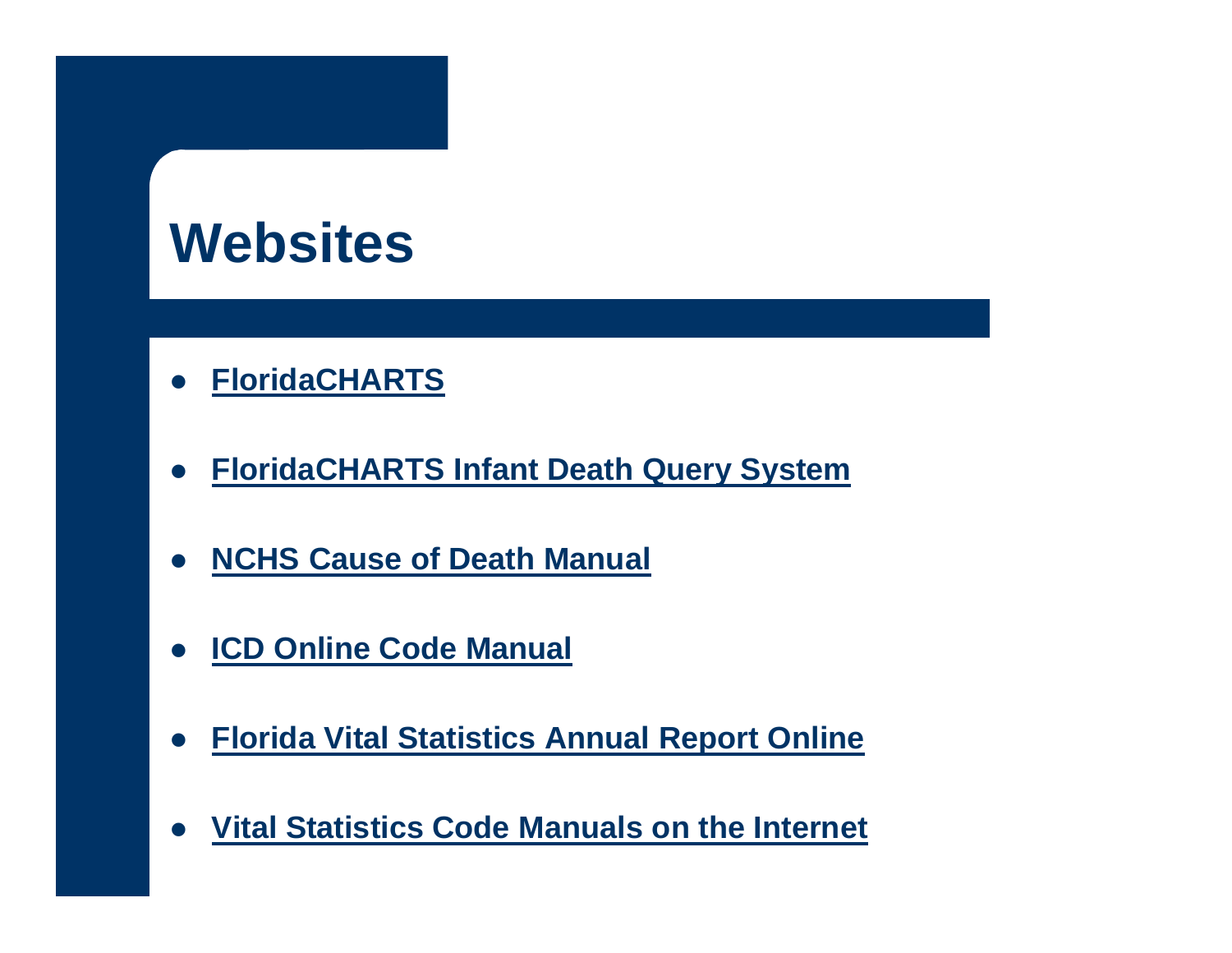# Websites

- **FloridaCHARTS**
- **FloridaCHARTS Infant Death Query System**
- **NCHS Cause of Death Manual**
- **ICD Online Code Manual**
- **Florida Vital Statistics Annual Report Online**
- **Vital Statistics Code Manuals on the Internet**